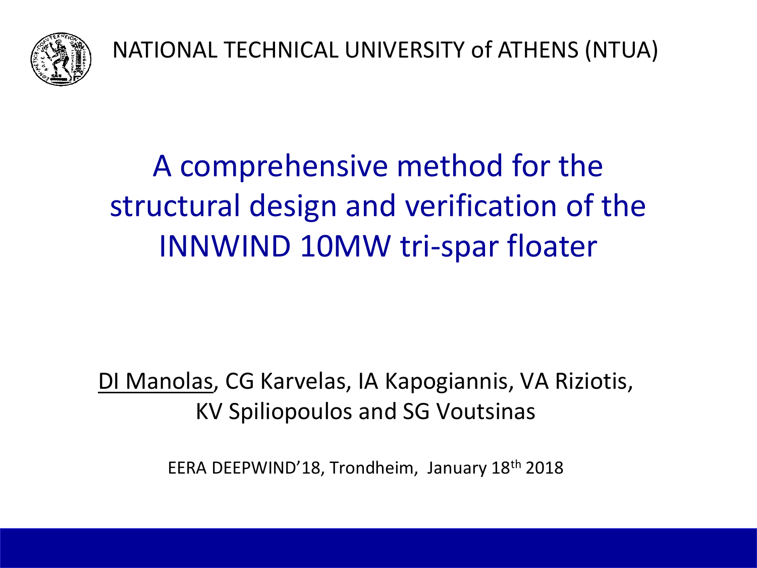NATIONAL TECHNICAL UNIVERSITY of ATHENS (NTUA)

# A comprehensive method for the structural design and verification of the INNWIND 10MW tri-spar floater

<u>DI Manolas</u>, CG Karvelas, IA Kapogiannis, VA Riziotis, KV Spiliopoulos and SG Voutsinas

EERA DEEPWIND'18, Trondheim, January 18th 2018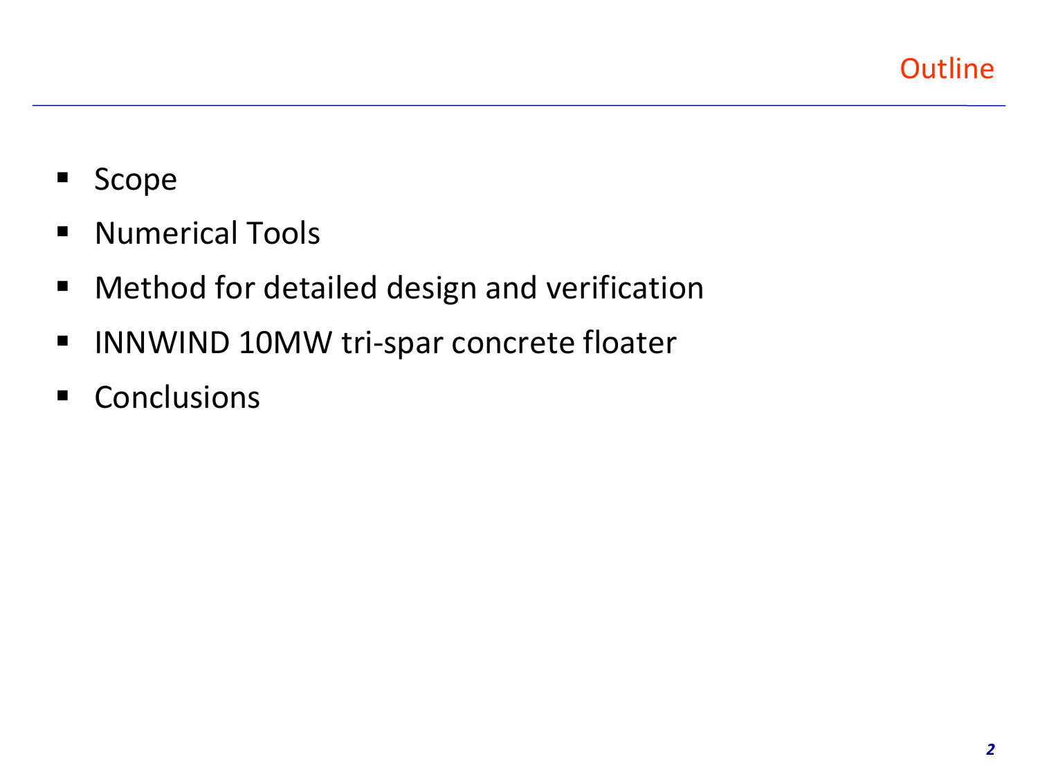# Outline

- Scope
- Numerical Tools
- Method for detailed design and verification
- INNWIND 10MW tri-spar concrete floater
- Conclusions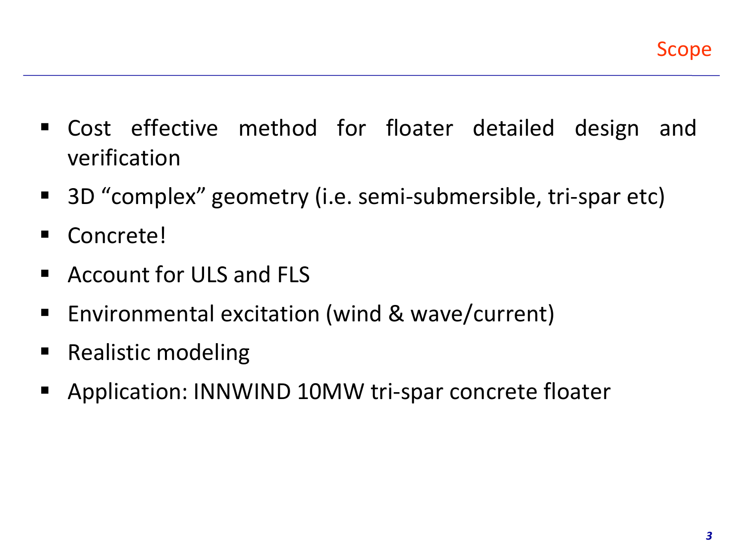# Scope

- Cost effective method for floater detailed design and verification
- 3D "complex" geometry (i.e. semi-submersible, tri-spar etc)
- Concrete!
- Account for ULS and FLS
- Environmental excitation (wind & wave/current)
- Realistic modeling
- Application: INNWIND 10MW tri-spar concrete floater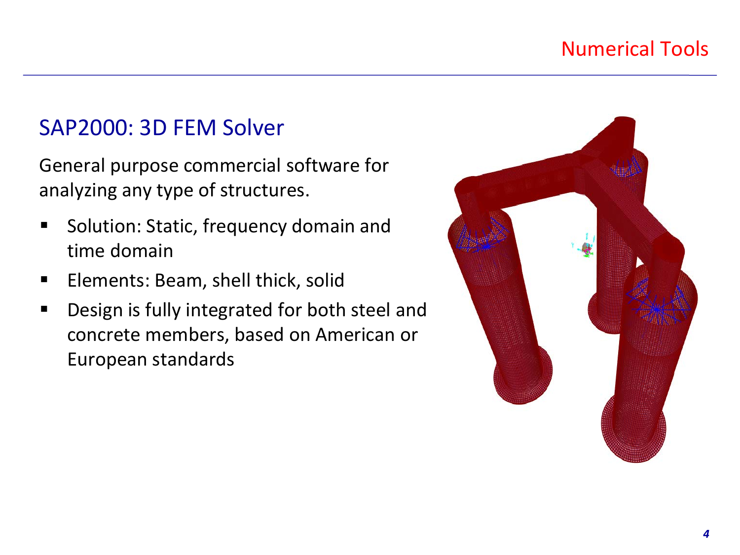## SAP2000: 3D FEM Solver

General purpose commercial software for analyzing any type of structures.

- Solution: Static, frequency domain and time domain
- Elements: Beam, shell thick, solid
- Design is fully integrated for both steel and concrete members, based on American or European standards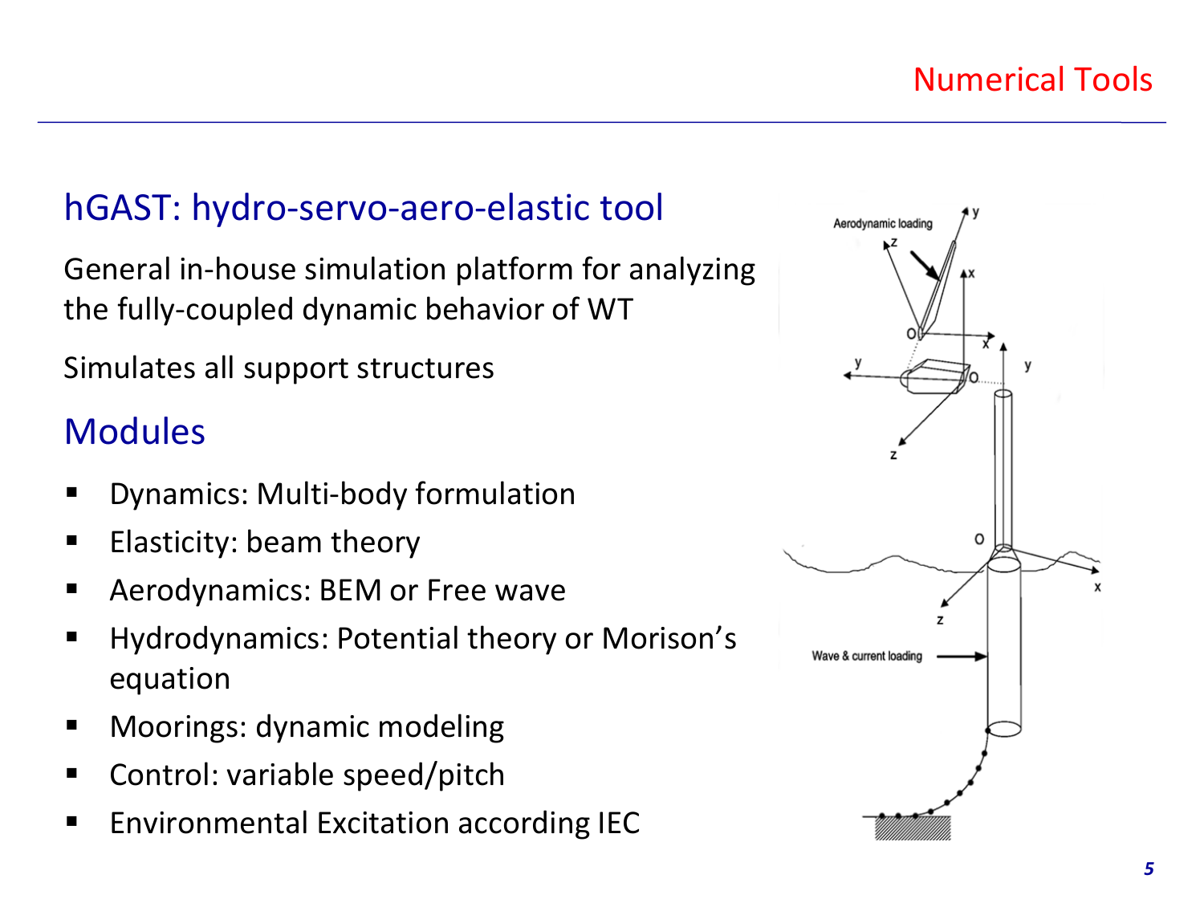# Numerical Tools

## hGAST: hydro-servo-aero-elastic tool

General in-house simulation platform for analyzing the fully-coupled dynamic behavior of WT

Simulates all support structures

## Modules

- Dynamics: Multi-body formulation
- Elasticity: beam theory
- Aerodynamics: BEM or Free wave
- Hydrodynamics: Potential theory or Morison's equation
- Moorings: dynamic modeling
- Control: variable speed/pitch
- Environmental Excitation according IEC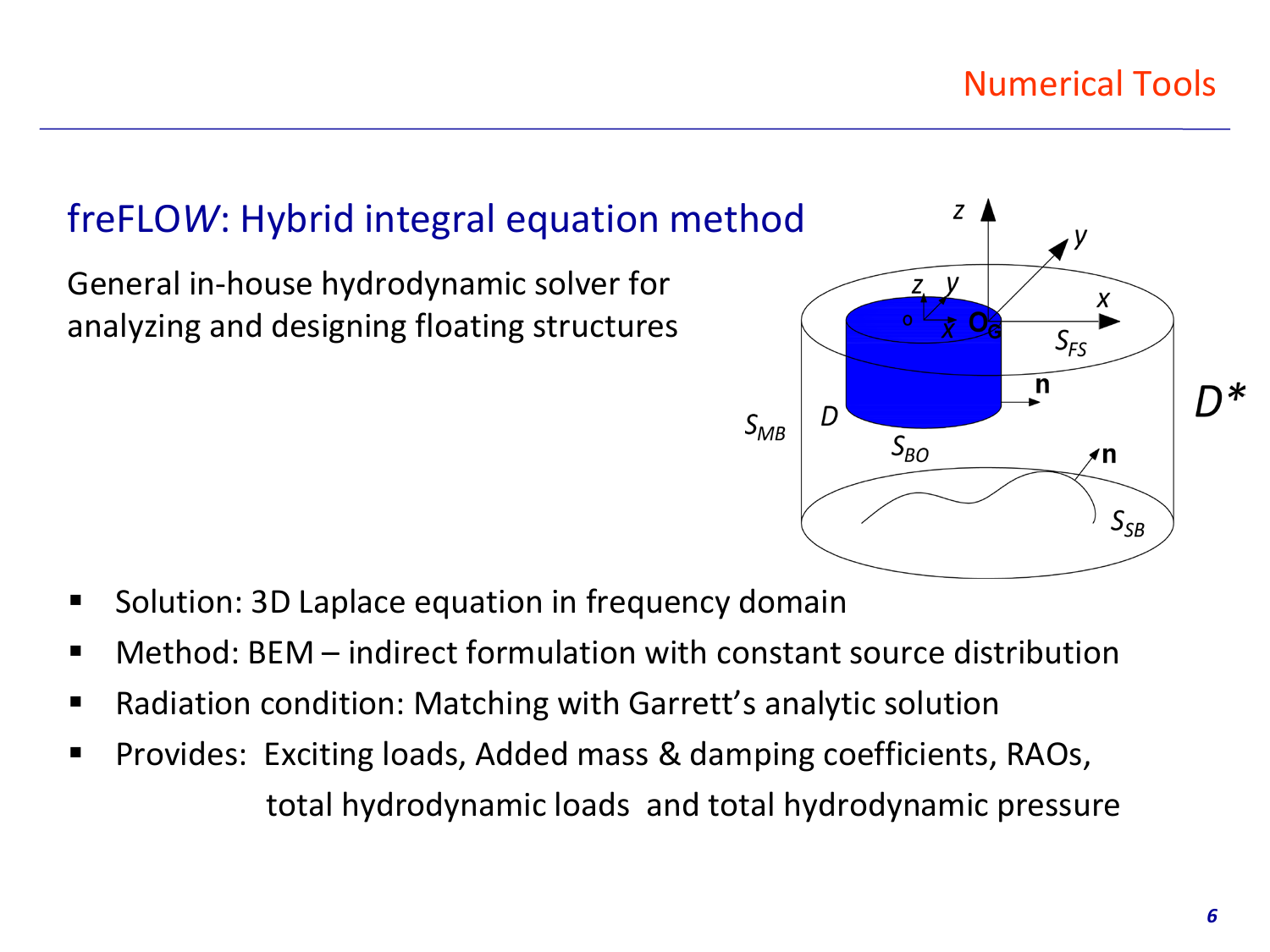## freFLOW: Hybrid integral equation method

General in-house hydrodynamic solver for analyzing and designing floating structures

- Solution: 3D Laplace equation in frequency domain
- Method: BEM – indirect formulation with constant source distribution
- Radiation condition: Matching with Garrett's analytic solution
- Provides: Exciting loads, Added mass & damping coefficients, RAOs, total hydrodynamic loads and total hydrodynamic pressure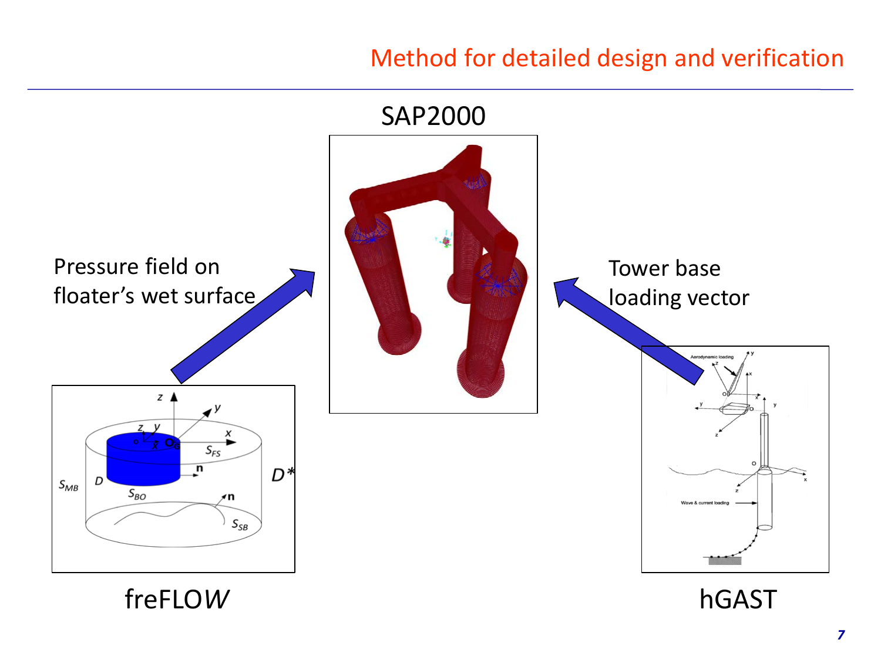# Method for detailed design and verification

SAP2000

Pressure field on floater's wet surface

Tower base loading vector

fre*FLOW*

hGAST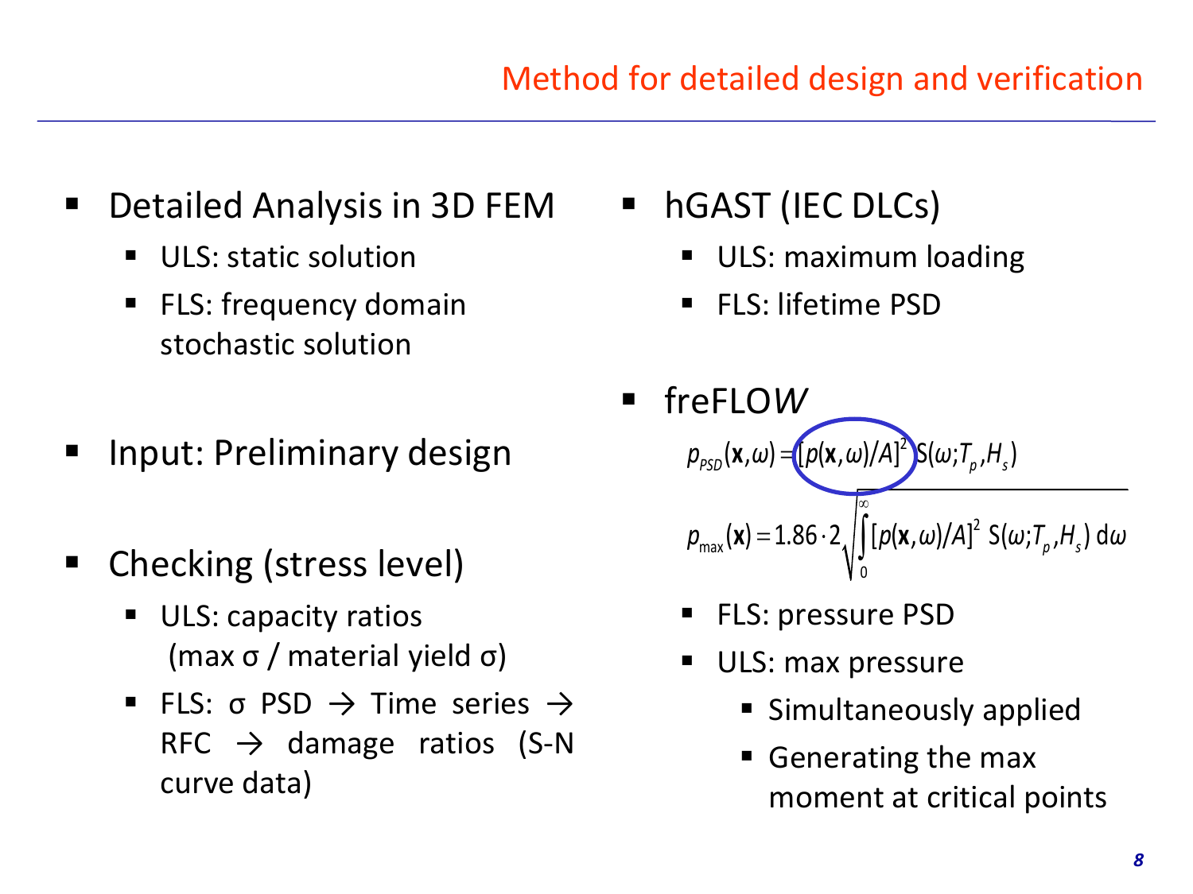# Method for detailed design and verification

- Detailed Analysis in 3D FEM
  - ULS: static solution
  - FLS: frequency domain stochastic solution
- Input: Preliminary design
- Checking (stress level)
  - ULS: capacity ratios (max σ / material yield σ)
  - FLS: σ PSD → Time series → RFC → damage ratios (S-N curve data)

- hGAST (IEC DLCs)
  - ULS: maximum loading
  - FLS: lifetime PSD
- freFLOW

$$p_{PSD}(\mathbf{x},\omega) = [p(\mathbf{x},\omega)/A]^2 \, S(\omega;T_p,H_s)$$

$$p_{\max}(\mathbf{x}) = 1.86 \cdot 2\sqrt{\int_0^\infty [p(\mathbf{x},\omega)/A]^2 \, S(\omega;T_p,H_s)\, d\omega}$$

  - FLS: pressure PSD
  - ULS: max pressure
    - Simultaneously applied
    - Generating the max moment at critical points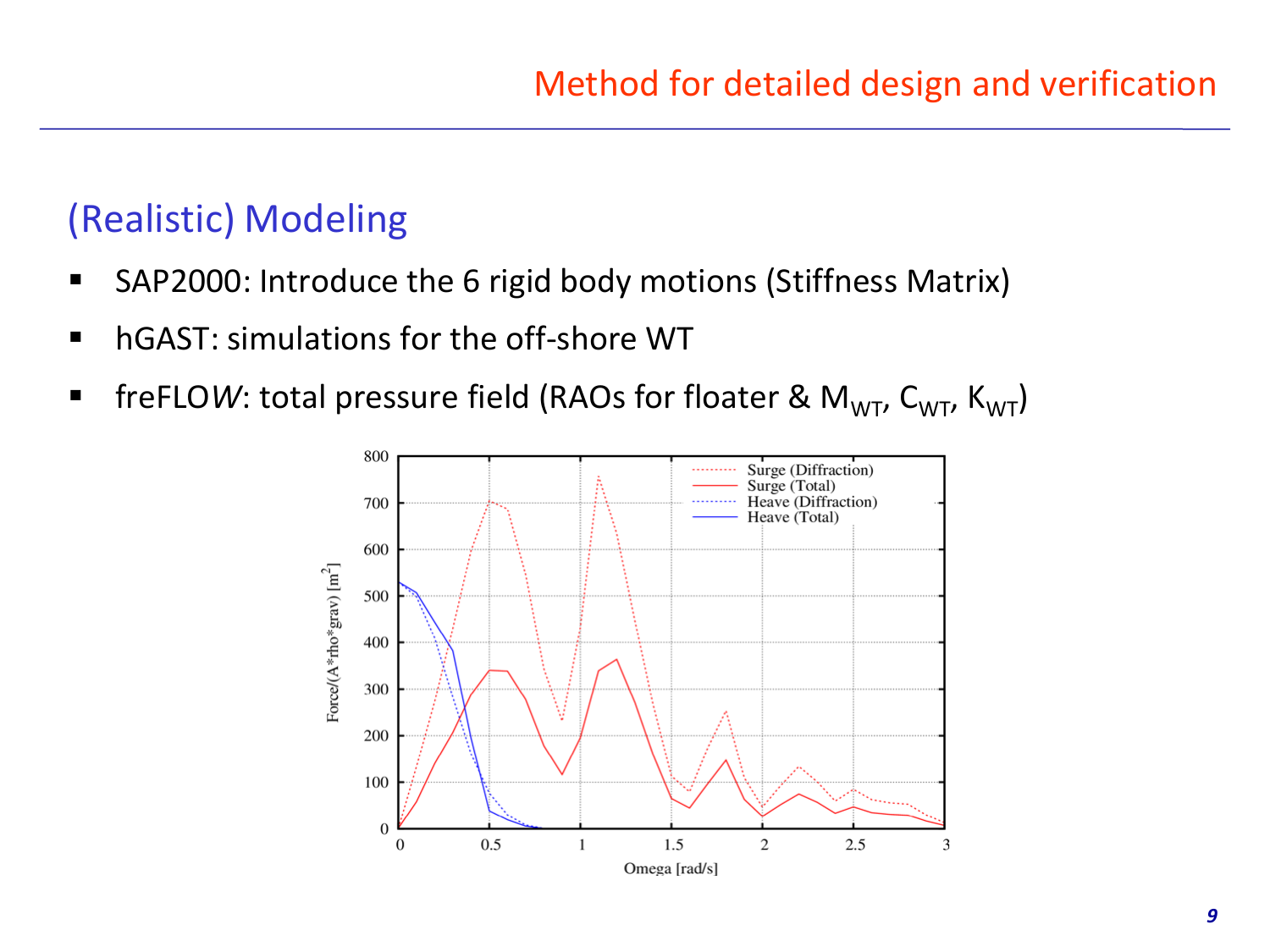## Method for detailed design and verification

### (Realistic) Modeling

- SAP2000: Introduce the 6 rigid body motions (Stiffness Matrix)
- hGAST: simulations for the off-shore WT
- freFLO*W*: total pressure field (RAOs for floater & $M_{WT}$, $C_{WT}$, $K_{WT}$)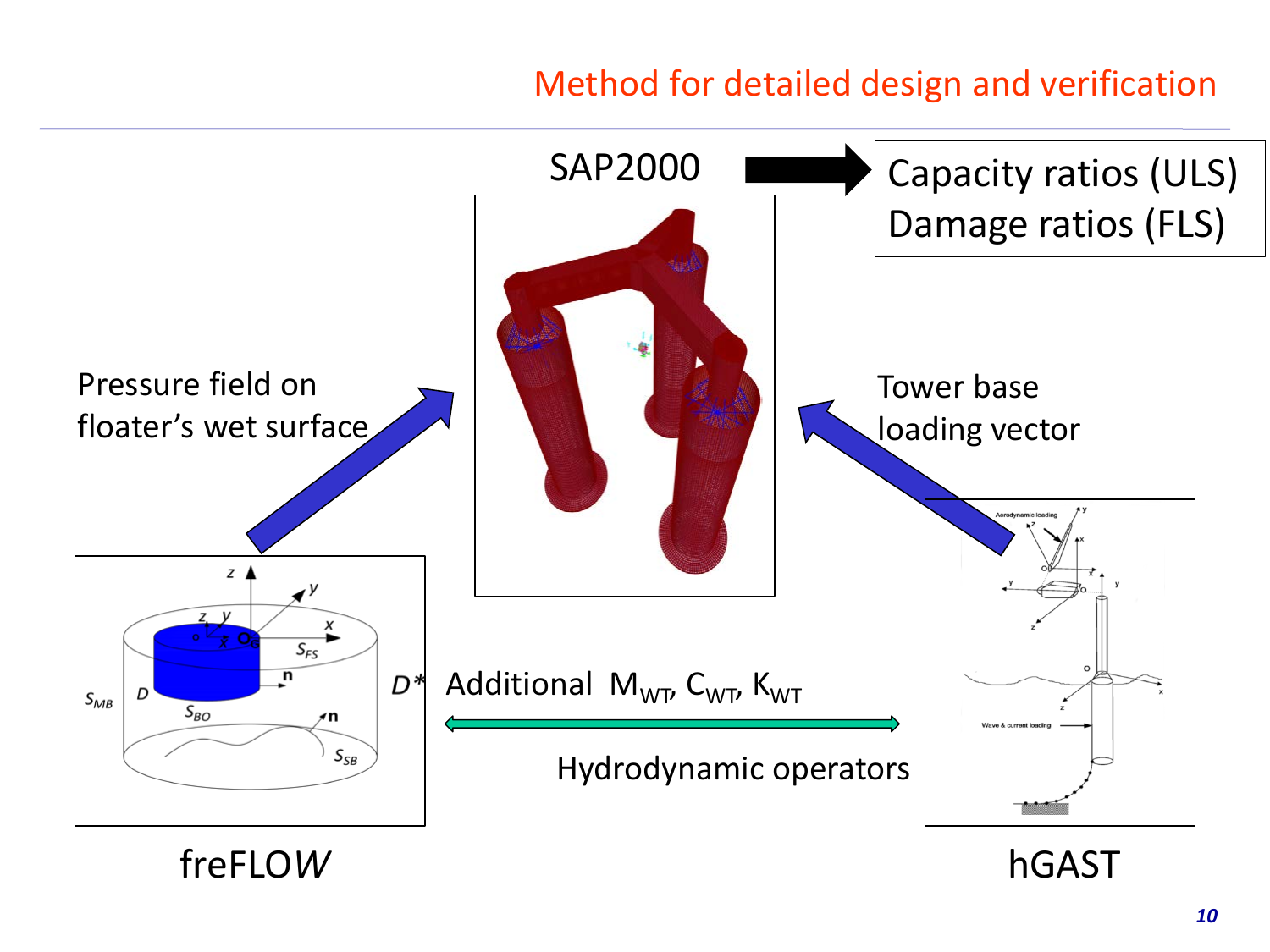# Method for detailed design and verification

SAP2000

Capacity ratios (ULS)
Damage ratios (FLS)

Pressure field on floater's wet surface

Tower base loading vector

Additional $M_{WT}$, $C_{WT}$, $K_{WT}$

Hydrodynamic operators

freFLOW

hGAST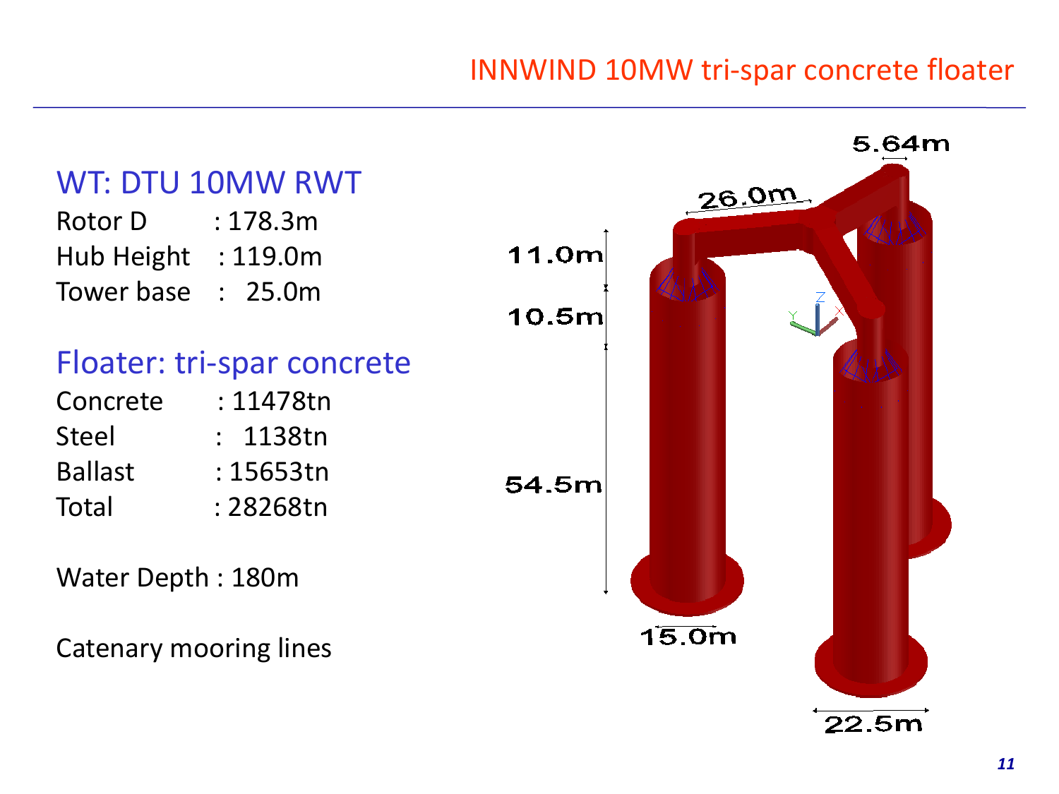# INNWIND 10MW tri-spar concrete floater

## WT: DTU 10MW RWT

Rotor D : 178.3m
Hub Height : 119.0m
Tower base : 25.0m

## Floater: tri-spar concrete

Concrete : 11478tn
Steel : 1138tn
Ballast : 15653tn
Total : 28268tn

Water Depth : 180m

Catenary mooring lines

5.64m
26.0m
11.0m
10.5m
54.5m
15.0m
22.5m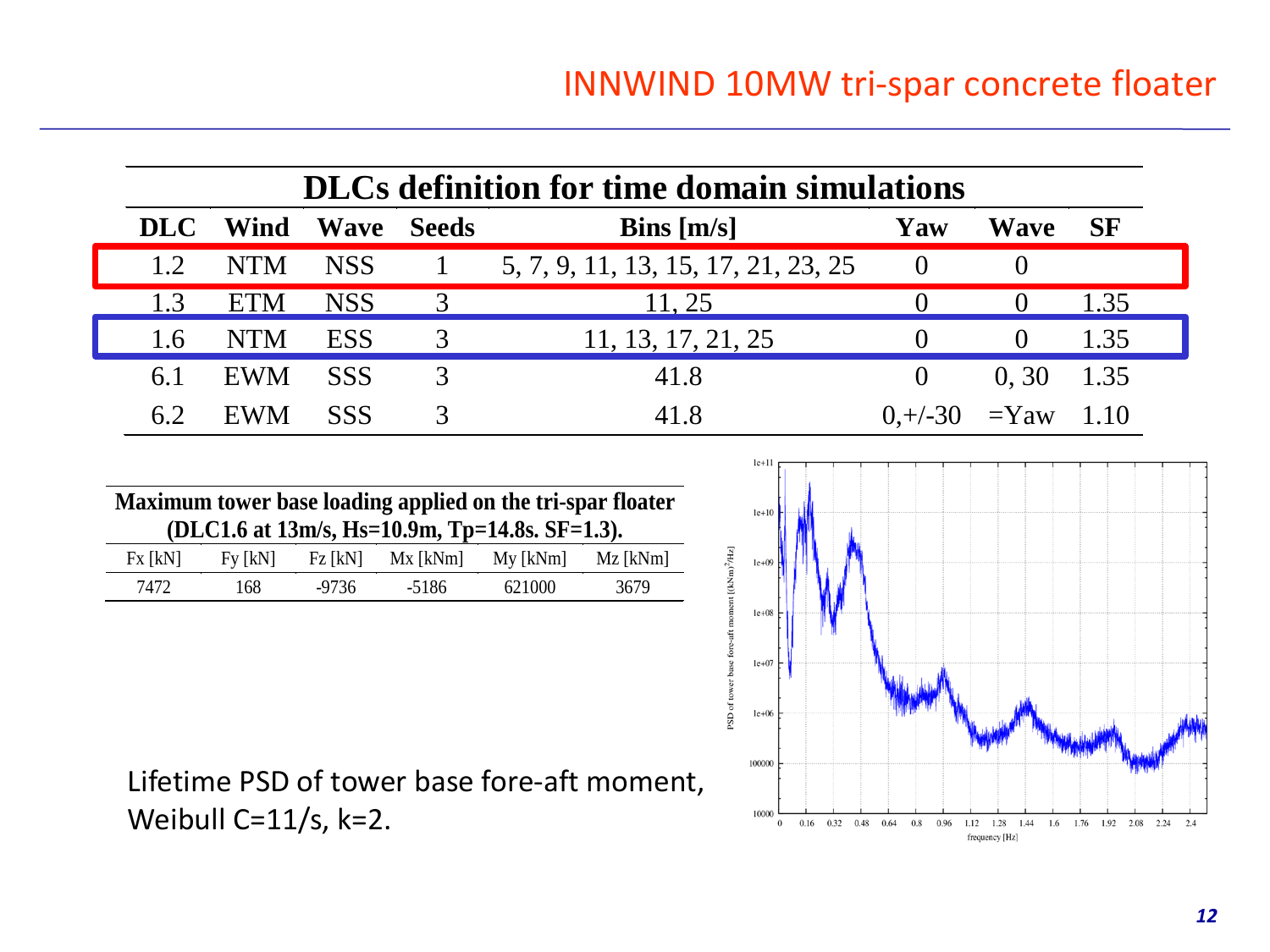# INNWIND 10MW tri-spar concrete floater

| DLCs definition for time domain simulations | | | | | | | |
|---|---|---|---|---|---|---|---|
| DLC | Wind | Wave | Seeds | Bins [m/s] | Yaw | Wave | SF |
| 1.2 | NTM | NSS | 1 | 5, 7, 9, 11, 13, 15, 17, 21, 23, 25 | 0 | 0 | |
| 1.3 | ETM | NSS | 3 | 11, 25 | 0 | 0 | 1.35 |
| 1.6 | NTM | ESS | 3 | 11, 13, 17, 21, 25 | 0 | 0 | 1.35 |
| 6.1 | EWM | SSS | 3 | 41.8 | 0 | 0, 30 | 1.35 |
| 6.2 | EWM | SSS | 3 | 41.8 | 0,+/-30 | =Yaw | 1.10 |

**Maximum tower base loading applied on the tri-spar floater (DLC1.6 at 13m/s, Hs=10.9m, Tp=14.8s. SF=1.3).**

| Fx [kN] | Fy [kN] | Fz [kN] | Mx [kNm] | My [kNm] | Mz [kNm] |
|---|---|---|---|---|---|
| 7472 | 168 | -9736 | -5186 | 621000 | 3679 |

Lifetime PSD of tower base fore-aft moment, Weibull C=11/s, k=2.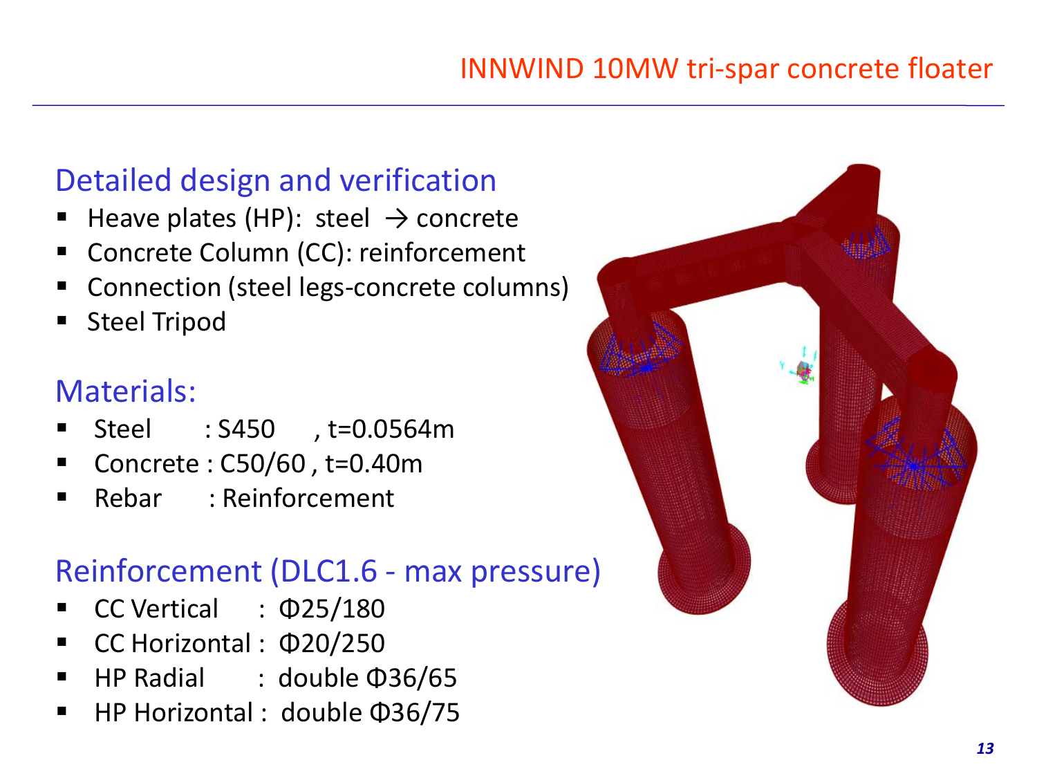# INNWIND 10MW tri-spar concrete floater

## Detailed design and verification

- Heave plates (HP): steel → concrete
- Concrete Column (CC): reinforcement
- Connection (steel legs-concrete columns)
- Steel Tripod

## Materials:

- Steel : S450 , t=0.0564m
- Concrete : C50/60 , t=0.40m
- Rebar : Reinforcement

## Reinforcement (DLC1.6 - max pressure)

- CC Vertical : Φ25/180
- CC Horizontal : Φ20/250
- HP Radial : double Φ36/65
- HP Horizontal : double Φ36/75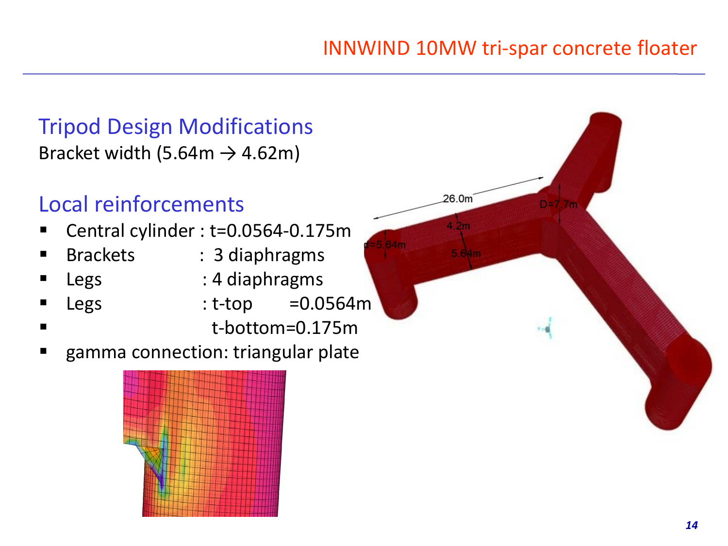# INNWIND 10MW tri-spar concrete floater

## Tripod Design Modifications

Bracket width (5.64m → 4.62m)

## Local reinforcements

- Central cylinder : t=0.0564-0.175m
- Brackets : 3 diaphragms
- Legs : 4 diaphragms
- Legs : t-top =0.0564m
- t-bottom=0.175m
- gamma connection: triangular plate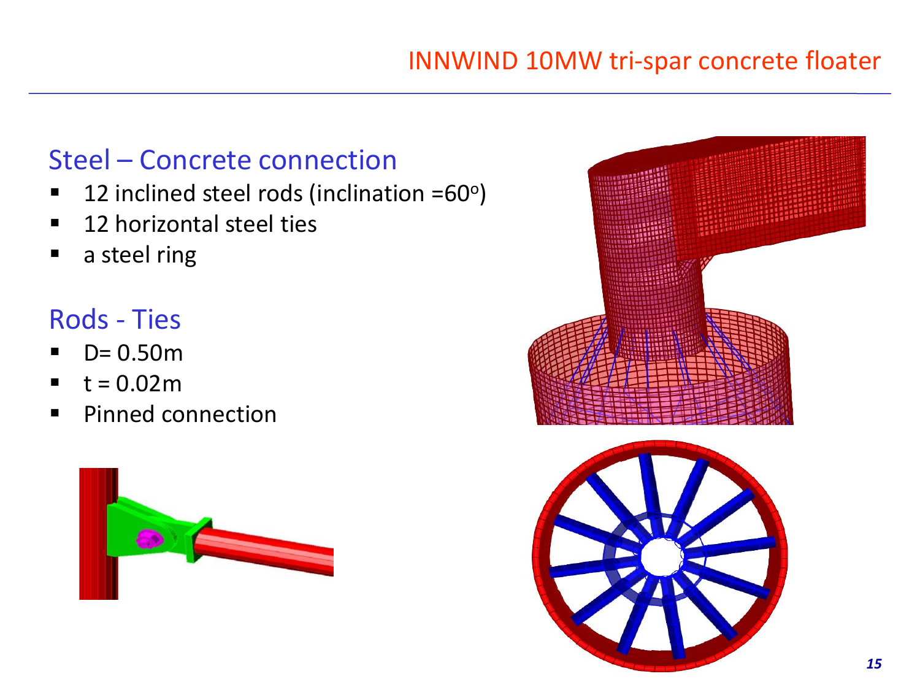# INNWIND 10MW tri-spar concrete floater

## Steel – Concrete connection

- 12 inclined steel rods (inclination =60$^o$)
- 12 horizontal steel ties
- a steel ring

## Rods - Ties

- D= 0.50m
- t = 0.02m
- Pinned connection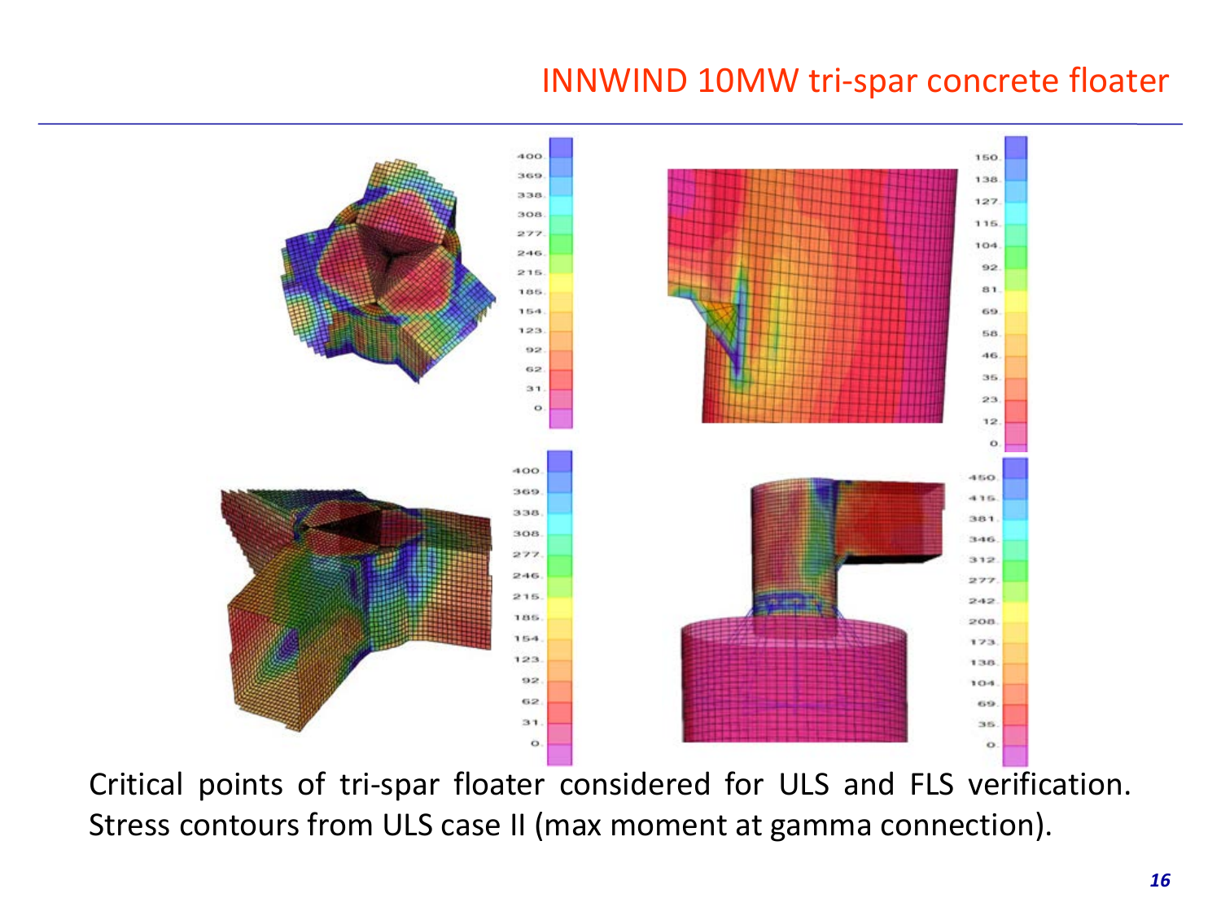# INNWIND 10MW tri-spar concrete floater

Critical points of tri-spar floater considered for ULS and FLS verification. Stress contours from ULS case II (max moment at gamma connection).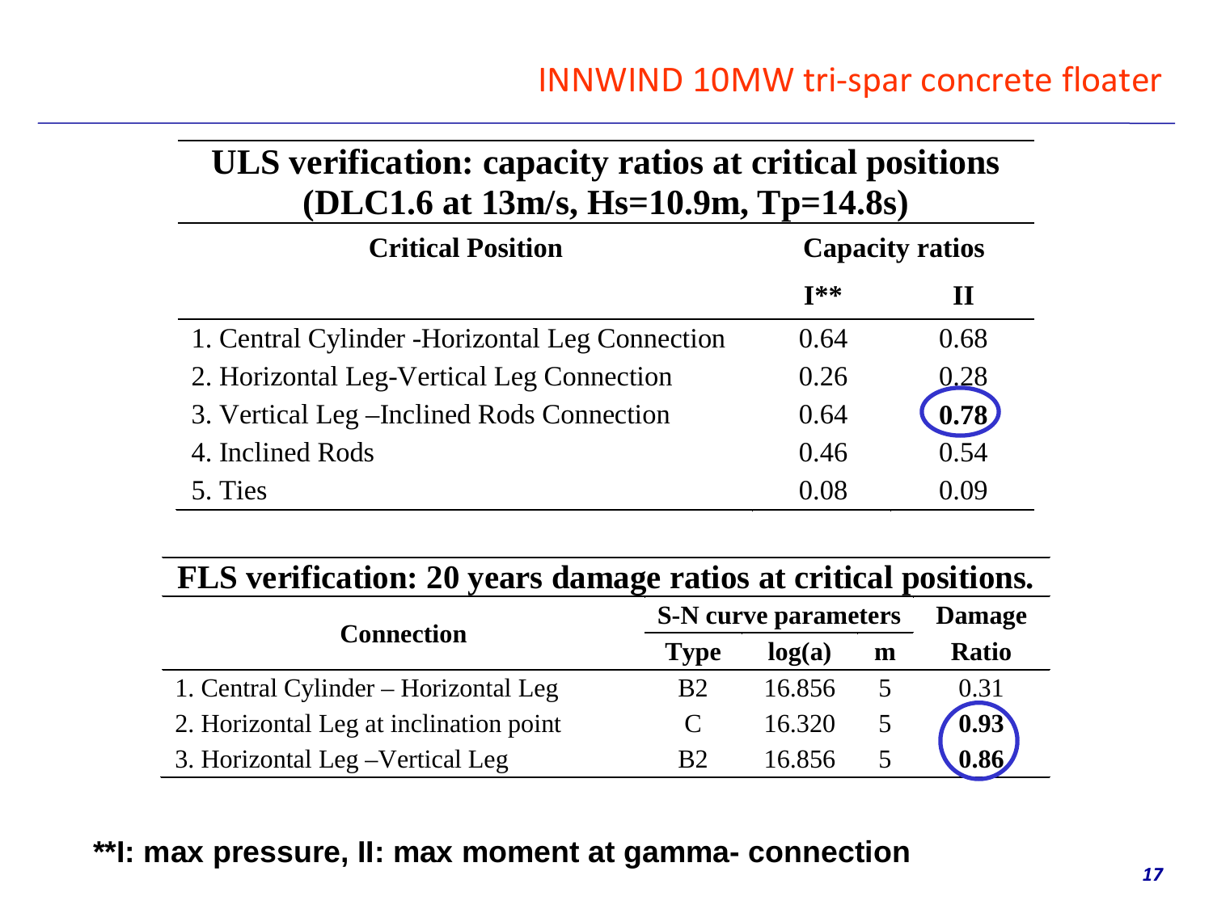# INNWIND 10MW tri-spar concrete floater

## ULS verification: capacity ratios at critical positions (DLC1.6 at 13m/s, Hs=10.9m, Tp=14.8s)

| Critical Position | Capacity ratios | |
|---|---|---|
| | I** | II |
| 1. Central Cylinder -Horizontal Leg Connection | 0.64 | 0.68 |
| 2. Horizontal Leg-Vertical Leg Connection | 0.26 | 0.28 |
| 3. Vertical Leg –Inclined Rods Connection | 0.64 | **0.78** |
| 4. Inclined Rods | 0.46 | 0.54 |
| 5. Ties | 0.08 | 0.09 |

## FLS verification: 20 years damage ratios at critical positions.

| Connection | S-N curve parameters | | | Damage |
|---|---|---|---|---|
| | Type | log(a) | m | Ratio |
| 1. Central Cylinder – Horizontal Leg | B2 | 16.856 | 5 | 0.31 |
| 2. Horizontal Leg at inclination point | C | 16.320 | 5 | **0.93** |
| 3. Horizontal Leg –Vertical Leg | B2 | 16.856 | 5 | **0.86** |

**\*\*I: max pressure, II: max moment at gamma- connection**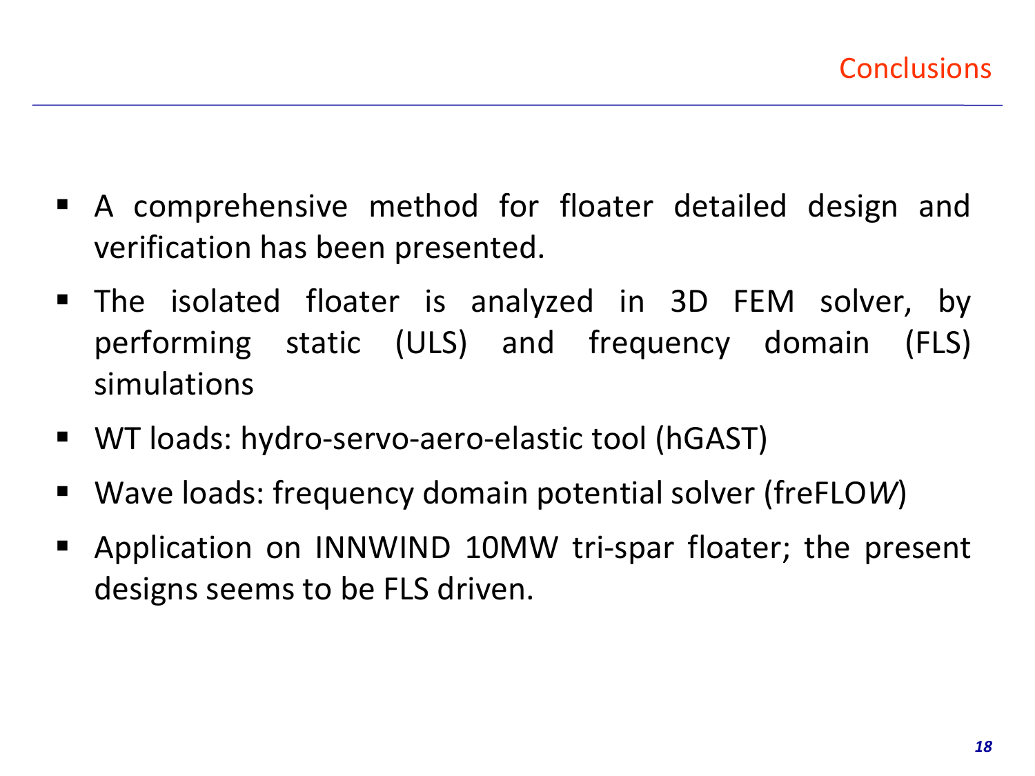# Conclusions

- A comprehensive method for floater detailed design and verification has been presented.
- The isolated floater is analyzed in 3D FEM solver, by performing static (ULS) and frequency domain (FLS) simulations
- WT loads: hydro-servo-aero-elastic tool (hGAST)
- Wave loads: frequency domain potential solver (freFLO*W*)
- Application on INNWIND 10MW tri-spar floater; the present designs seems to be FLS driven.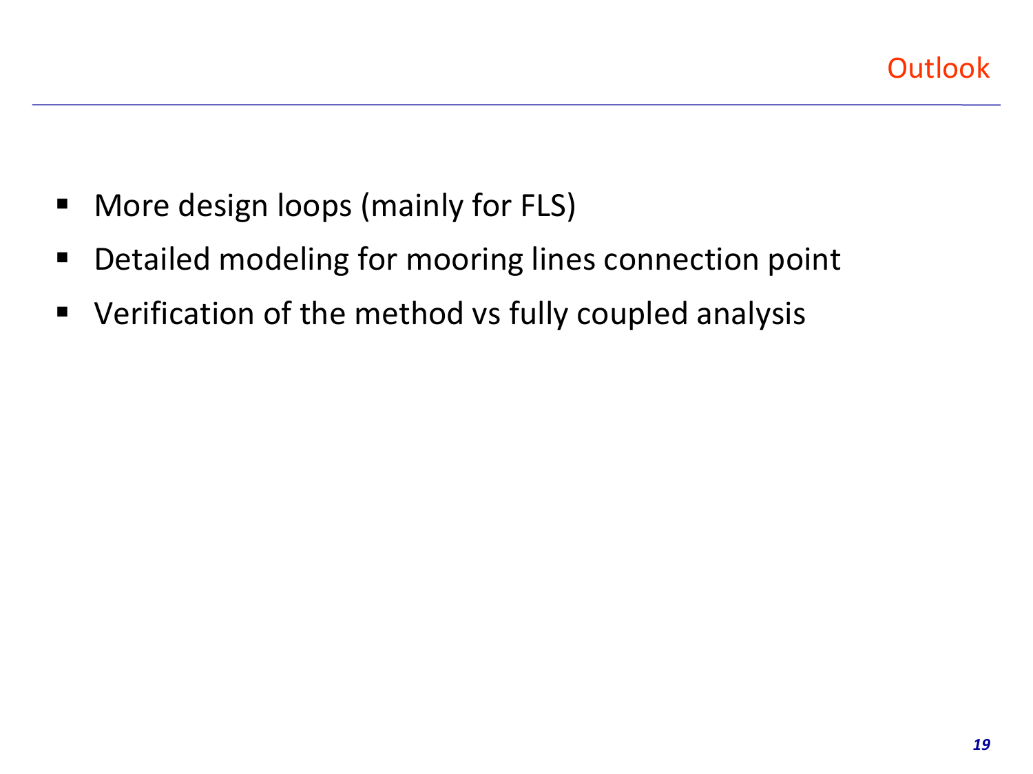# Outlook

- More design loops (mainly for FLS)
- Detailed modeling for mooring lines connection point
- Verification of the method vs fully coupled analysis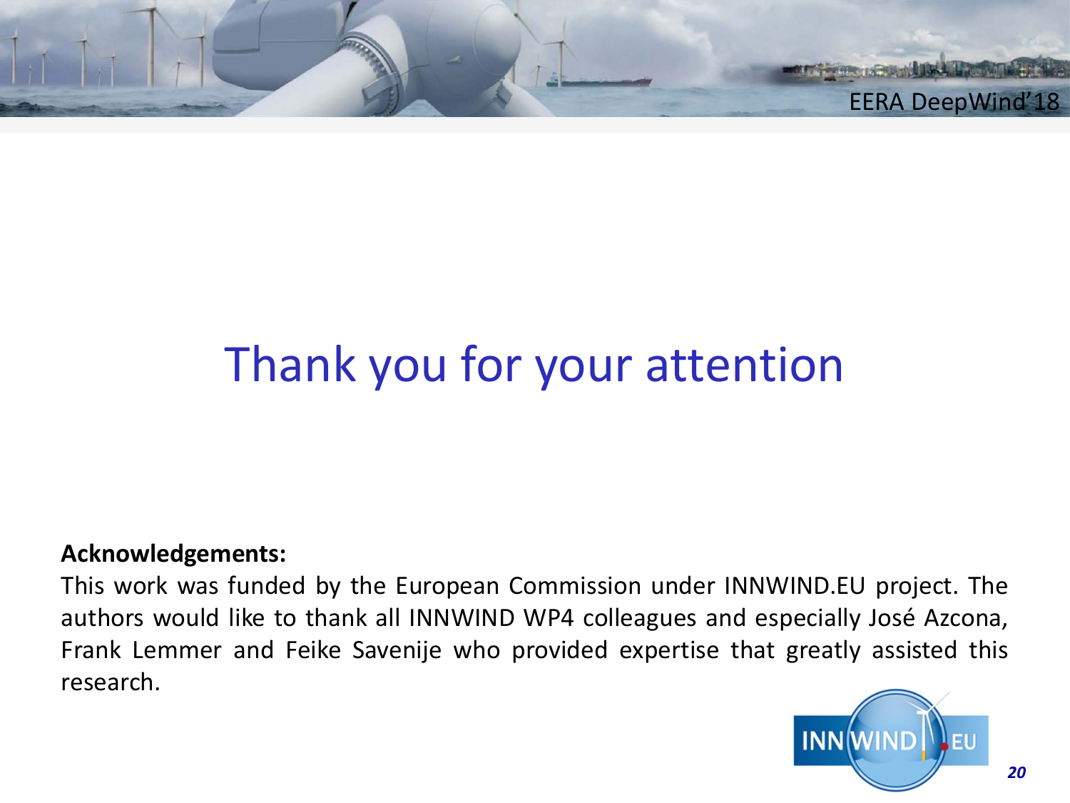# Thank you for your attention

**Acknowledgements:**

This work was funded by the European Commission under INNWIND.EU project. The authors would like to thank all INNWIND WP4 colleagues and especially José Azcona, Frank Lemmer and Feike Savenije who provided expertise that greatly assisted this research.